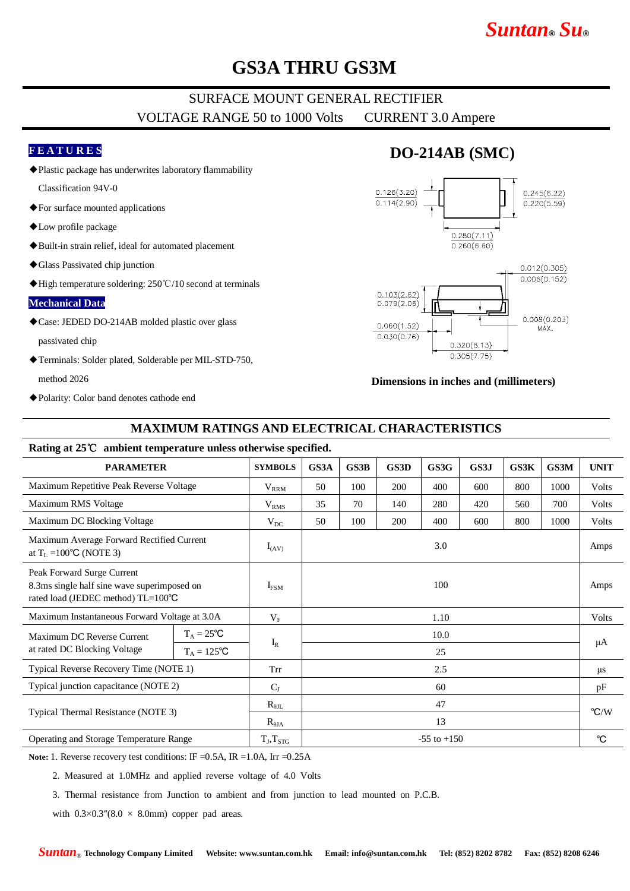# GS3A THRU GS3M

## SURFACE MOUNT GENERAL RECTIFIER

VOLTAGE RANGE 50 to 1000 Volts CURRENT 3.0 Ampere

### FEATURES

- ◆Plastic package has underwrites laboratory flammability Classification 94V-0
- ◆For surface mounted applications
- ◆Low profile package
- ◆Built-in strain relief, ideal for automated placement
- ◆Glass Passivated chip junction
- ◆High temperature soldering: 250℃/10 second at terminals

### Mechanical Data

- ◆Case: JEDED DO-214AB molded plastic over glass passivated chip
- ◆Terminals: Solder plated, Solderable per MIL-STD-750, method 2026
- ◆Polarity: Color band denotes cathode end

## DO-214AB (SMC)

0.126(3.20) 0.114(2.90)
0.245(6.22) 0.220(5.59)
0.280(7.11) 0.260(6.60)
0.012(0.305) 0.006(0.152)
0.103(2.62) 0.079(2.06)
0.060(1.52) 0.030(0.76)
0.008(0.203) MAX.
0.320(8.13) 0.305(7.75)

**Dimensions in inches and (millimeters)**

## MAXIMUM RATINGS AND ELECTRICAL CHARACTERISTICS

**Rating at 25℃ ambient temperature unless otherwise specified.**

| PARAMETER | | SYMBOLS | GS3A | GS3B | GS3D | GS3G | GS3J | GS3K | GS3M | UNIT |
|---|---|---|---|---|---|---|---|---|---|---|
| Maximum Repetitive Peak Reverse Voltage | | $V_{RRM}$ | 50 | 100 | 200 | 400 | 600 | 800 | 1000 | Volts |
| Maximum RMS Voltage | | $V_{RMS}$ | 35 | 70 | 140 | 280 | 420 | 560 | 700 | Volts |
| Maximum DC Blocking Voltage | | $V_{DC}$ | 50 | 100 | 200 | 400 | 600 | 800 | 1000 | Volts |
| Maximum Average Forward Rectified Current at $T_L$ =100℃ (NOTE 3) | | $I_{(AV)}$ | 3.0 | | | | | | | Amps |
| Peak Forward Surge Current 8.3ms single half sine wave superimposed on rated load (JEDEC method) TL=100℃ | | $I_{FSM}$ | 100 | | | | | | | Amps |
| Maximum Instantaneous Forward Voltage at 3.0A | | $V_F$ | 1.10 | | | | | | | Volts |
| Maximum DC Reverse Current at rated DC Blocking Voltage | $T_A$ = 25℃ | $I_R$ | 10.0 | | | | | | | μA |
| | $T_A$ = 125℃ | | 25 | | | | | | | |
| Typical Reverse Recovery Time (NOTE 1) | | Trr | 2.5 | | | | | | | μs |
| Typical junction capacitance (NOTE 2) | | $C_J$ | 60 | | | | | | | pF |
| Typical Thermal Resistance (NOTE 3) | | $R_{\theta JL}$ | 47 | | | | | | | ℃/W |
| | | $R_{\theta JA}$ | 13 | | | | | | | |
| Operating and Storage Temperature Range | | $T_J$,$T_{STG}$ | -55 to +150 | | | | | | | ℃ |

**Note:** 1. Reverse recovery test conditions: IF =0.5A, IR =1.0A, Irr =0.25A

2. Measured at 1.0MHz and applied reverse voltage of 4.0 Volts

3. Thermal resistance from Junction to ambient and from junction to lead mounted on P.C.B. with 0.3×0.3″(8.0 × 8.0mm) copper pad areas.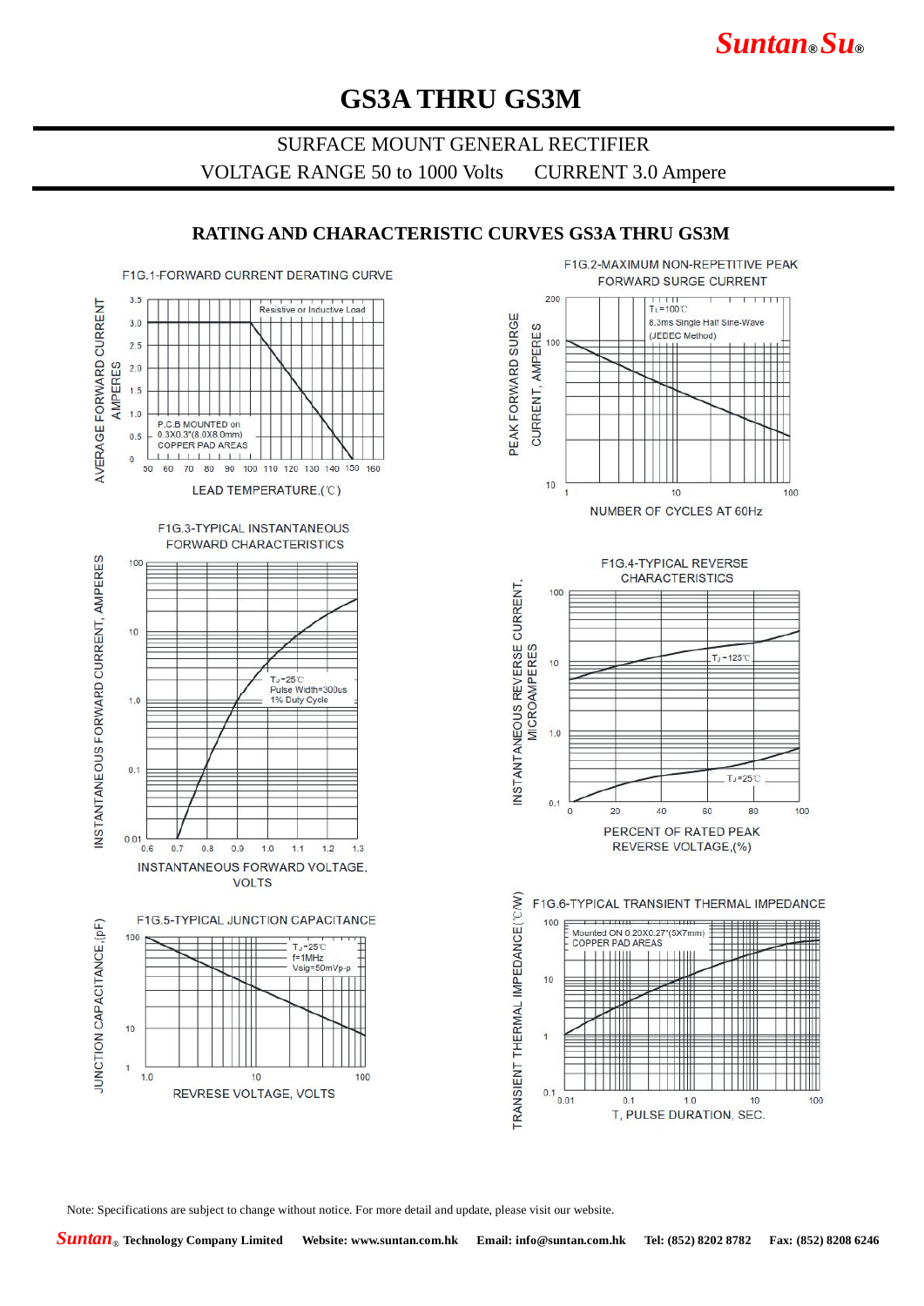# GS3A THRU GS3M

SURFACE MOUNT GENERAL RECTIFIER

VOLTAGE RANGE 50 to 1000 Volts CURRENT 3.0 Ampere

## RATING AND CHARACTERISTIC CURVES GS3A THRU GS3M

F1G.1-FORWARD CURRENT DERATING CURVE

AVERAGE FORWARD CURRENT AMPERES

3.5
3.0
2.5
2.0
1.5
1.0
0.5
0

Resistive or Inductive Load

P.C.B MOUNTED on 0.3X0.3"(8.0X8.0mm) COPPER PAD AREAS

50 60 70 80 90 100 110 120 130 140 150 160

LEAD TEMPERATURE,(℃)

F1G.2-MAXIMUM NON-REPETITIVE PEAK FORWARD SURGE CURRENT

PEAK FORWARD SURGE CURRENT, AMPERES

200
100
10

$T_L$=100℃
8.3ms Single Half Sine-Wave
(JEDEC Method)

1 10 100

NUMBER OF CYCLES AT 60Hz

F1G.3-TYPICAL INSTANTANEOUS FORWARD CHARACTERISTICS

INSTANTANEOUS FORWARD CURRENT, AMPERES

100
10
1.0
0.1
0.01

$T_J$=25℃
Pulse Width=300us
1% Duty Cycle

0.6 0.7 0.8 0.9 1.0 1.1 1.2 1.3

INSTANTANEOUS FORWARD VOLTAGE, VOLTS

F1G.4-TYPICAL REVERSE CHARACTERISTICS

INSTANTANEOUS REVERSE CURRENT, MICROAMPERES

100
10
1.0
0.1

$T_J$=125℃
$T_J$=25℃

0 20 40 60 80 100

PERCENT OF RATED PEAK REVERSE VOLTAGE,(%)

F1G.5-TYPICAL JUNCTION CAPACITANCE

JUNCTION CAPACITANCE,(pF)

100
10
1

$T_J$=25℃
f=1MHz
Vsig=50mVp-p

1.0 10 100

REVRESE VOLTAGE, VOLTS

F1G.6-TYPICAL TRANSIENT THERMAL IMPEDANCE

TRANSIENT THERMAL IMPEDANCE(℃/W)

100
10
1
0.1

Mounted ON 0.20X0.27"(5X7mm) COPPER PAD AREAS

0.01 0.1 1.0 10 100

T, PULSE DURATION, SEC.

Note: Specifications are subject to change without notice. For more detail and update, please visit our website.

**Suntan® Technology Company Limited Website: www.suntan.com.hk Email: info@suntan.com.hk Tel: (852) 8202 8782 Fax: (852) 8208 6246**